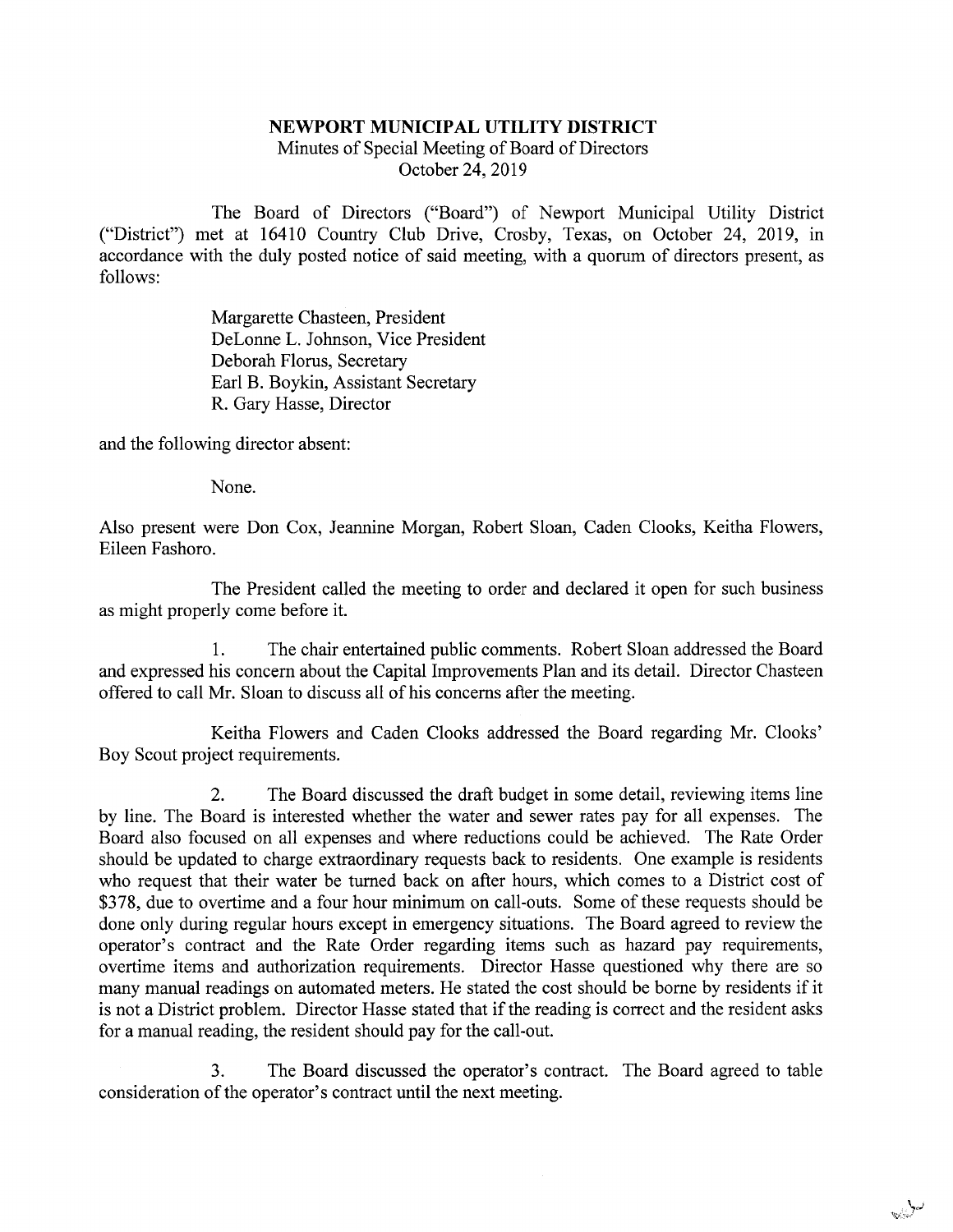# NEWPORT MUNICIPAL UTILITY DISTRICT

Minutes of Special Meeting of Board of Directors
October 24, 2019

The Board of Directors ("Board") of Newport Municipal Utility District ("District") met at 16410 Country Club Drive, Crosby, Texas, on October 24, 2019, in accordance with the duly posted notice of said meeting, with a quorum of directors present, as follows:

Margarette Chasteen, President
DeLonne L. Johnson, Vice President
Deborah Florus, Secretary
Earl B. Boykin, Assistant Secretary
R. Gary Hasse, Director

and the following director absent:

None.

Also present were Don Cox, Jeannine Morgan, Robert Sloan, Caden Clooks, Keitha Flowers, Eileen Fashoro.

The President called the meeting to order and declared it open for such business as might properly come before it.

1. The chair entertained public comments. Robert Sloan addressed the Board and expressed his concern about the Capital Improvements Plan and its detail. Director Chasteen offered to call Mr. Sloan to discuss all of his concerns after the meeting.

Keitha Flowers and Caden Clooks addressed the Board regarding Mr. Clooks' Boy Scout project requirements.

2. The Board discussed the draft budget in some detail, reviewing items line by line. The Board is interested whether the water and sewer rates pay for all expenses. The Board also focused on all expenses and where reductions could be achieved. The Rate Order should be updated to charge extraordinary requests back to residents. One example is residents who request that their water be turned back on after hours, which comes to a District cost of $378, due to overtime and a four hour minimum on call-outs. Some of these requests should be done only during regular hours except in emergency situations. The Board agreed to review the operator's contract and the Rate Order regarding items such as hazard pay requirements, overtime items and authorization requirements. Director Hasse questioned why there are so many manual readings on automated meters. He stated the cost should be borne by residents if it is not a District problem. Director Hasse stated that if the reading is correct and the resident asks for a manual reading, the resident should pay for the call-out.

3. The Board discussed the operator's contract. The Board agreed to table consideration of the operator's contract until the next meeting.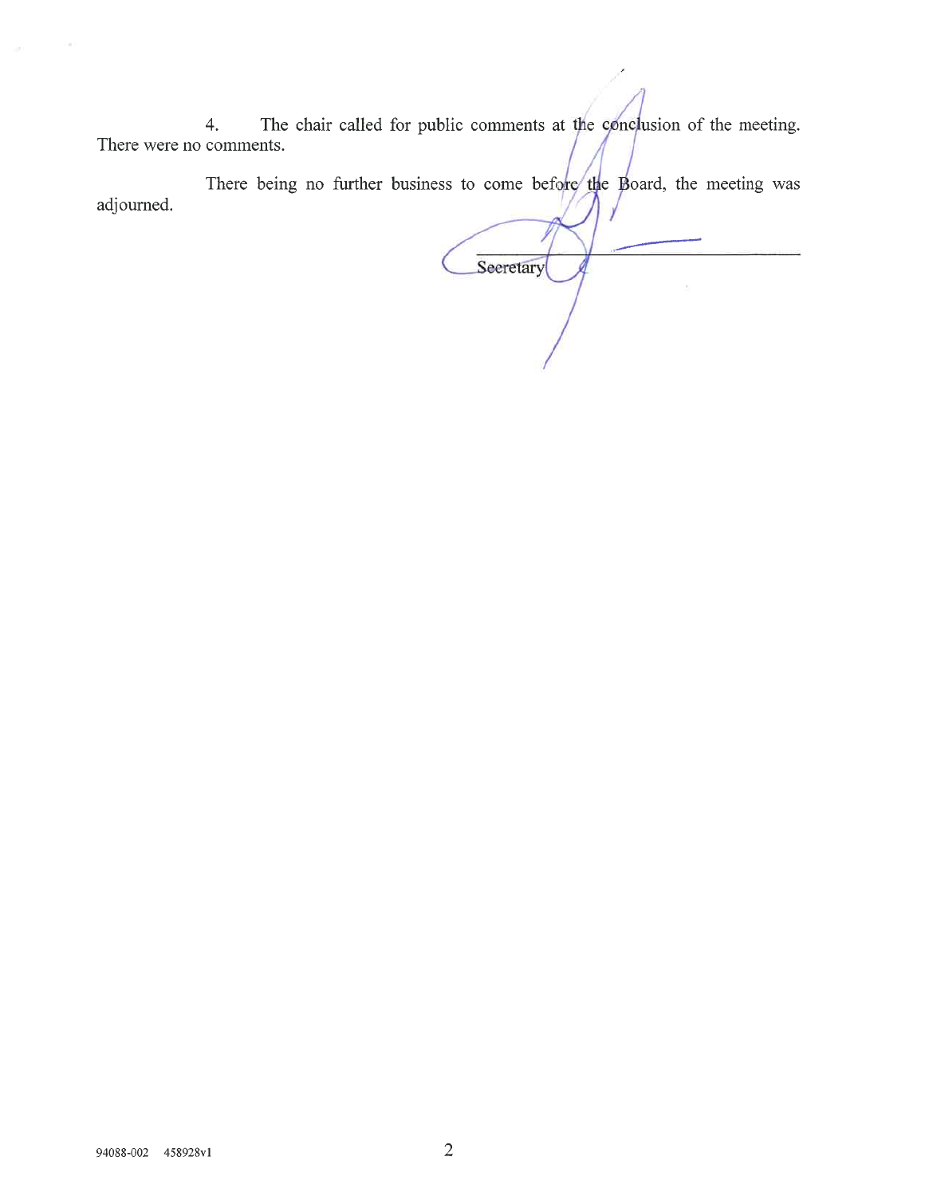4. The chair called for public comments at the conclusion of the meeting. There were no comments.

There being no further business to come before the Board, the meeting was adjourned.

\_\_\_\_\_\_\_\_\_\_\_\_\_\_\_\_\_\_\_\_\_\_\_\_\_\_\_\_\_\_
Secretary

94088-002 458928v1